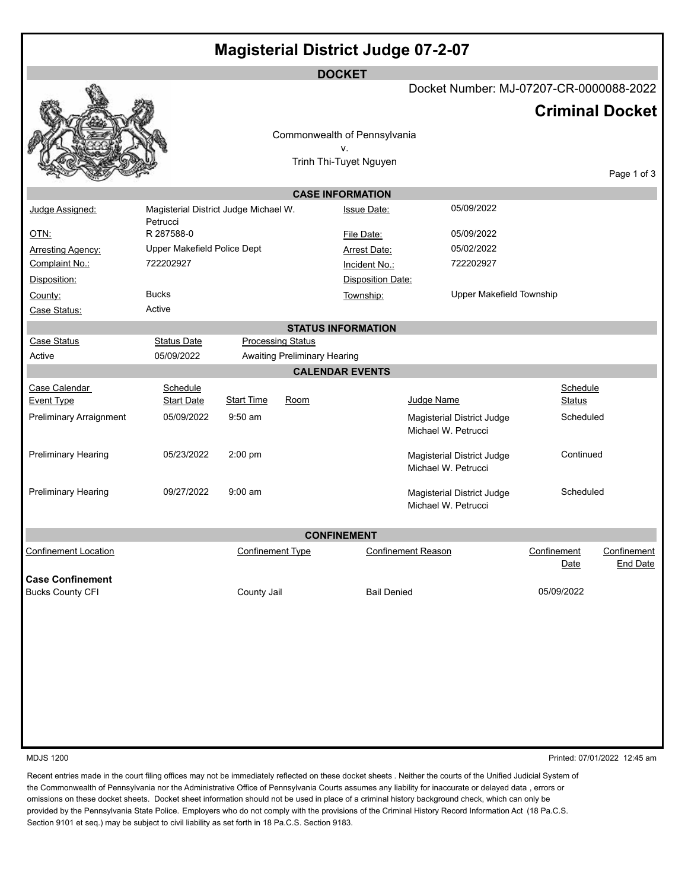# Magisterial District Judge 07-2-07

## DOCKET

Docket Number: MJ-07207-CR-0000088-2022

## Criminal Docket

Commonwealth of Pennsylvania
v.
Trinh Thi-Tuyet Nguyen

### CASE INFORMATION

| | | | |
|---|---|---|---|
| Judge Assigned: | Magisterial District Judge Michael W. Petrucci | Issue Date: | 05/09/2022 |
| OTN: | R 287588-0 | File Date: | 05/09/2022 |
| Arresting Agency: | Upper Makefield Police Dept | Arrest Date: | 05/02/2022 |
| Complaint No.: | 722202927 | Incident No.: | 722202927 |
| Disposition: | | Disposition Date: | |
| County: | Bucks | Township: | Upper Makefield Township |
| Case Status: | Active | | |

### STATUS INFORMATION

| Case Status | Status Date | Processing Status |
|---|---|---|
| Active | 05/09/2022 | Awaiting Preliminary Hearing |

### CALENDAR EVENTS

| Case Calendar Event Type | Schedule Start Date | Start Time | Room | Judge Name | Schedule Status |
|---|---|---|---|---|---|
| Preliminary Arraignment | 05/09/2022 | 9:50 am | | Magisterial District Judge Michael W. Petrucci | Scheduled |
| Preliminary Hearing | 05/23/2022 | 2:00 pm | | Magisterial District Judge Michael W. Petrucci | Continued |
| Preliminary Hearing | 09/27/2022 | 9:00 am | | Magisterial District Judge Michael W. Petrucci | Scheduled |

### CONFINEMENT

| Confinement Location | Confinement Type | Confinement Reason | Confinement Date | Confinement End Date |
|---|---|---|---|---|
| **Case Confinement** | | | | |
| Bucks County CFI | County Jail | Bail Denied | 05/09/2022 | |

MDJS 1200

Printed: 07/01/2022 12:45 am

Recent entries made in the court filing offices may not be immediately reflected on these docket sheets . Neither the courts of the Unified Judicial System of the Commonwealth of Pennsylvania nor the Administrative Office of Pennsylvania Courts assumes any liability for inaccurate or delayed data , errors or omissions on these docket sheets. Docket sheet information should not be used in place of a criminal history background check, which can only be provided by the Pennsylvania State Police. Employers who do not comply with the provisions of the Criminal History Record Information Act (18 Pa.C.S. Section 9101 et seq.) may be subject to civil liability as set forth in 18 Pa.C.S. Section 9183.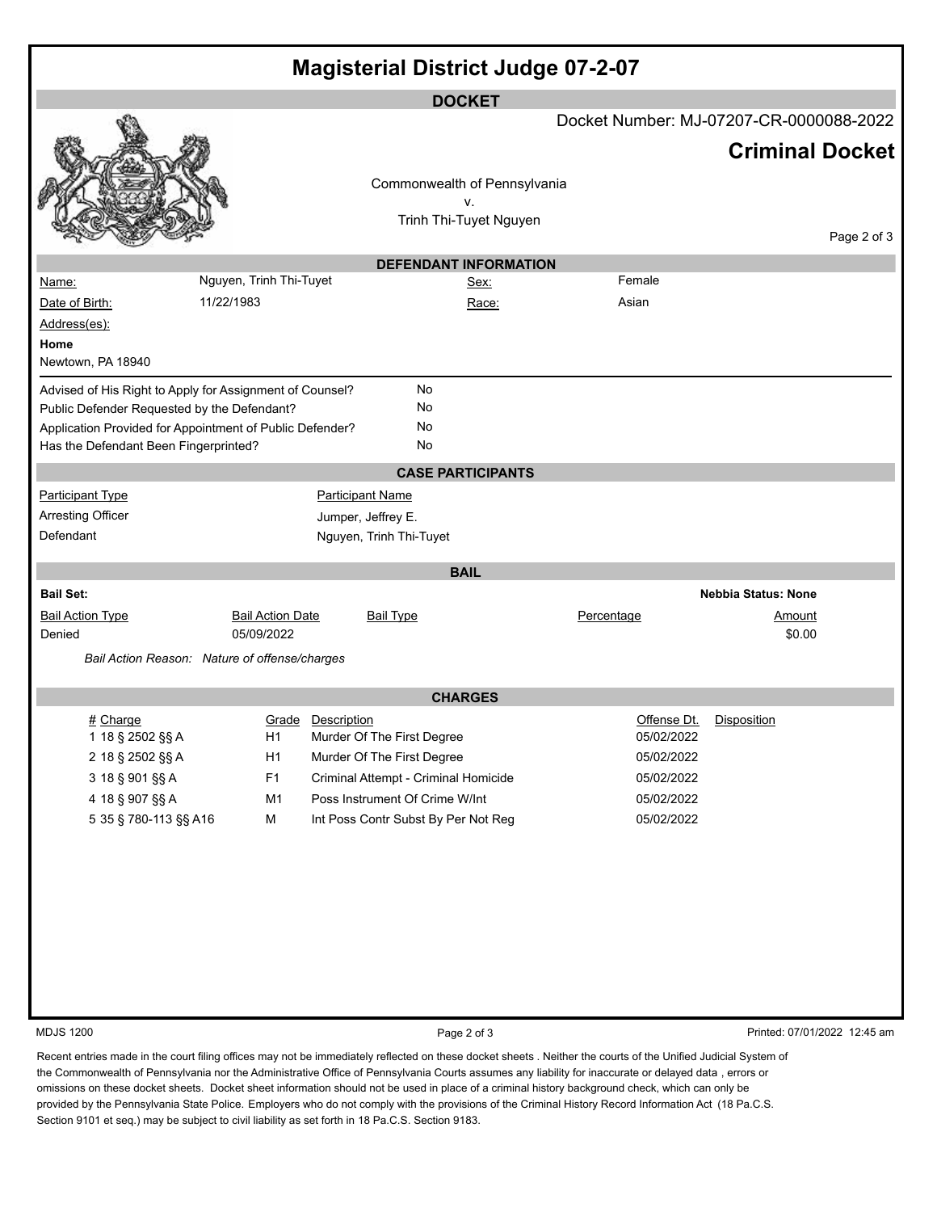# Magisterial District Judge 07-2-07

## DOCKET

Docket Number: MJ-07207-CR-0000088-2022

**Criminal Docket**

Commonwealth of Pennsylvania
v.
Trinh Thi-Tuyet Nguyen

## DEFENDANT INFORMATION

| | | | |
|---|---|---|---|
| Name: | Nguyen, Trinh Thi-Tuyet | Sex: | Female |
| Date of Birth: | 11/22/1983 | Race: | Asian |

Address(es):

**Home**
Newtown, PA 18940

| | |
|---|---|
| Advised of His Right to Apply for Assignment of Counsel? | No |
| Public Defender Requested by the Defendant? | No |
| Application Provided for Appointment of Public Defender? | No |
| Has the Defendant Been Fingerprinted? | No |

## CASE PARTICIPANTS

| Participant Type | Participant Name |
|---|---|
| Arresting Officer | Jumper, Jeffrey E. |
| Defendant | Nguyen, Trinh Thi-Tuyet |

## BAIL

**Bail Set:** **Nebbia Status: None**

| Bail Action Type | Bail Action Date | Bail Type | Percentage | Amount |
|---|---|---|---|---|
| Denied | 05/09/2022 | | | $0.00 |

*Bail Action Reason: Nature of offense/charges*

## CHARGES

| # | Charge | Grade | Description | Offense Dt. | Disposition |
|---|---|---|---|---|---|
| 1 | 18 § 2502 §§ A | H1 | Murder Of The First Degree | 05/02/2022 | |
| 2 | 18 § 2502 §§ A | H1 | Murder Of The First Degree | 05/02/2022 | |
| 3 | 18 § 901 §§ A | F1 | Criminal Attempt - Criminal Homicide | 05/02/2022 | |
| 4 | 18 § 907 §§ A | M1 | Poss Instrument Of Crime W/Int | 05/02/2022 | |
| 5 | 35 § 780-113 §§ A16 | M | Int Poss Contr Subst By Per Not Reg | 05/02/2022 | |

MDJS 1200

Printed: 07/01/2022 12:45 am

Recent entries made in the court filing offices may not be immediately reflected on these docket sheets . Neither the courts of the Unified Judicial System of the Commonwealth of Pennsylvania nor the Administrative Office of Pennsylvania Courts assumes any liability for inaccurate or delayed data , errors or omissions on these docket sheets. Docket sheet information should not be used in place of a criminal history background check, which can only be provided by the Pennsylvania State Police. Employers who do not comply with the provisions of the Criminal History Record Information Act (18 Pa.C.S. Section 9101 et seq.) may be subject to civil liability as set forth in 18 Pa.C.S. Section 9183.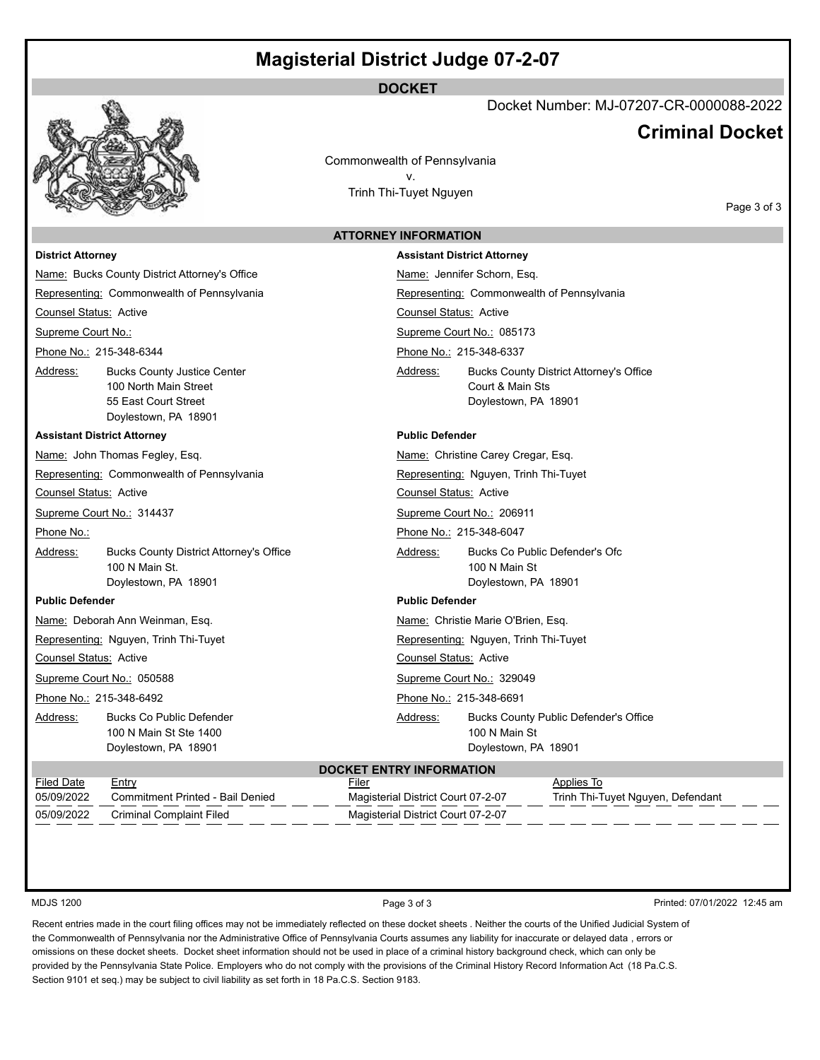# Magisterial District Judge 07-2-07

## DOCKET

Docket Number: MJ-07207-CR-0000088-2022

## Criminal Docket

Commonwealth of Pennsylvania
v.
Trinh Thi-Tuyet Nguyen

## ATTORNEY INFORMATION

**District Attorney**

Name: Bucks County District Attorney's Office
Representing: Commonwealth of Pennsylvania
Counsel Status: Active
Supreme Court No.:
Phone No.: 215-348-6344
Address: Bucks County Justice Center
100 North Main Street
55 East Court Street
Doylestown, PA 18901

**Assistant District Attorney**

Name: Jennifer Schorn, Esq.
Representing: Commonwealth of Pennsylvania
Counsel Status: Active
Supreme Court No.: 085173
Phone No.: 215-348-6337
Address: Bucks County District Attorney's Office
Court & Main Sts
Doylestown, PA 18901

**Assistant District Attorney**

Name: John Thomas Fegley, Esq.
Representing: Commonwealth of Pennsylvania
Counsel Status: Active
Supreme Court No.: 314437
Phone No.:
Address: Bucks County District Attorney's Office
100 N Main St.
Doylestown, PA 18901

**Public Defender**

Name: Christine Carey Cregar, Esq.
Representing: Nguyen, Trinh Thi-Tuyet
Counsel Status: Active
Supreme Court No.: 206911
Phone No.: 215-348-6047
Address: Bucks Co Public Defender's Ofc
100 N Main St
Doylestown, PA 18901

**Public Defender**

Name: Deborah Ann Weinman, Esq.
Representing: Nguyen, Trinh Thi-Tuyet
Counsel Status: Active
Supreme Court No.: 050588
Phone No.: 215-348-6492
Address: Bucks Co Public Defender
100 N Main St Ste 1400
Doylestown, PA 18901

**Public Defender**

Name: Christie Marie O'Brien, Esq.
Representing: Nguyen, Trinh Thi-Tuyet
Counsel Status: Active
Supreme Court No.: 329049
Phone No.: 215-348-6691
Address: Bucks County Public Defender's Office
100 N Main St
Doylestown, PA 18901

## DOCKET ENTRY INFORMATION

| Filed Date | Entry | Filer | Applies To |
|---|---|---|---|
| 05/09/2022 | Commitment Printed - Bail Denied | Magisterial District Court 07-2-07 | Trinh Thi-Tuyet Nguyen, Defendant |
| 05/09/2022 | Criminal Complaint Filed | Magisterial District Court 07-2-07 | |

MDJS 1200

Printed: 07/01/2022 12:45 am

Recent entries made in the court filing offices may not be immediately reflected on these docket sheets . Neither the courts of the Unified Judicial System of the Commonwealth of Pennsylvania nor the Administrative Office of Pennsylvania Courts assumes any liability for inaccurate or delayed data , errors or omissions on these docket sheets. Docket sheet information should not be used in place of a criminal history background check, which can only be provided by the Pennsylvania State Police. Employers who do not comply with the provisions of the Criminal History Record Information Act (18 Pa.C.S. Section 9101 et seq.) may be subject to civil liability as set forth in 18 Pa.C.S. Section 9183.